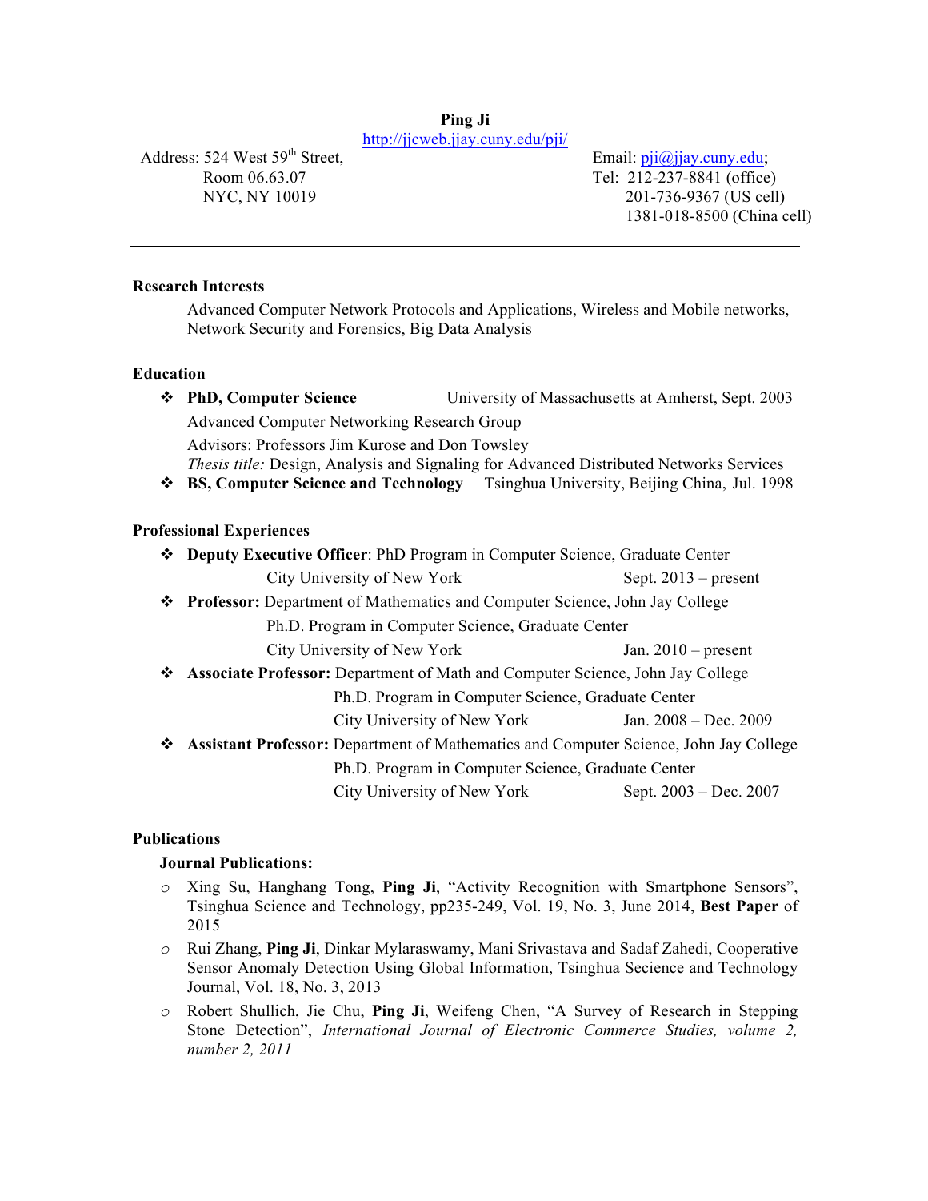# Ping Ji

http://jjcweb.jjay.cuny.edu/pji/

Address: 524 West 59th Street,
Room 06.63.07
NYC, NY 10019

Email: pji@jjay.cuny.edu;
Tel: 212-237-8841 (office)
201-736-9367 (US cell)
1381-018-8500 (China cell)

---

## Research Interests

Advanced Computer Network Protocols and Applications, Wireless and Mobile networks, Network Security and Forensics, Big Data Analysis

## Education

- **PhD, Computer Science** — University of Massachusetts at Amherst, Sept. 2003
  Advanced Computer Networking Research Group
  Advisors: Professors Jim Kurose and Don Towsley
  *Thesis title:* Design, Analysis and Signaling for Advanced Distributed Networks Services
- **BS, Computer Science and Technology** — Tsinghua University, Beijing China, Jul. 1998

## Professional Experiences

- **Deputy Executive Officer**: PhD Program in Computer Science, Graduate Center
  City University of New York — Sept. 2013 – present
- **Professor:** Department of Mathematics and Computer Science, John Jay College
  Ph.D. Program in Computer Science, Graduate Center
  City University of New York — Jan. 2010 – present
- **Associate Professor:** Department of Math and Computer Science, John Jay College
  Ph.D. Program in Computer Science, Graduate Center
  City University of New York — Jan. 2008 – Dec. 2009
- **Assistant Professor:** Department of Mathematics and Computer Science, John Jay College
  Ph.D. Program in Computer Science, Graduate Center
  City University of New York — Sept. 2003 – Dec. 2007

## Publications

### Journal Publications:

- Xing Su, Hanghang Tong, **Ping Ji**, "Activity Recognition with Smartphone Sensors", Tsinghua Science and Technology, pp235-249, Vol. 19, No. 3, June 2014, **Best Paper** of 2015
- Rui Zhang, **Ping Ji**, Dinkar Mylaraswamy, Mani Srivastava and Sadaf Zahedi, Cooperative Sensor Anomaly Detection Using Global Information, Tsinghua Sescience and Technology Journal, Vol. 18, No. 3, 2013
- Robert Shullich, Jie Chu, **Ping Ji**, Weifeng Chen, "A Survey of Research in Stepping Stone Detection", *International Journal of Electronic Commerce Studies, volume 2, number 2, 2011*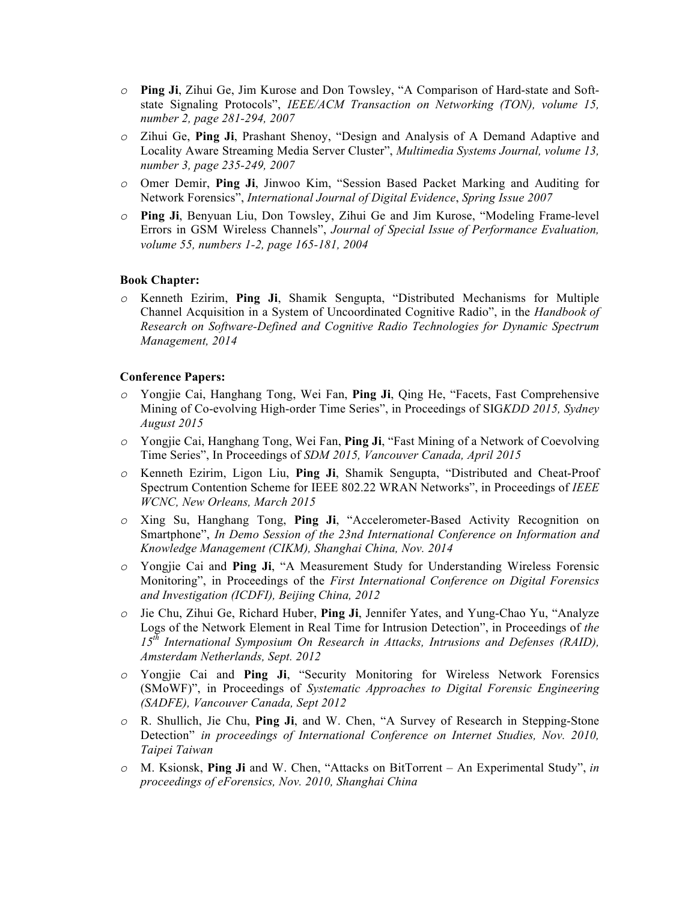- **Ping Ji**, Zihui Ge, Jim Kurose and Don Towsley, "A Comparison of Hard-state and Soft-state Signaling Protocols", *IEEE/ACM Transaction on Networking (TON), volume 15, number 2, page 281-294, 2007*
- Zihui Ge, **Ping Ji**, Prashant Shenoy, "Design and Analysis of A Demand Adaptive and Locality Aware Streaming Media Server Cluster", *Multimedia Systems Journal, volume 13, number 3, page 235-249, 2007*
- Omer Demir, **Ping Ji**, Jinwoo Kim, "Session Based Packet Marking and Auditing for Network Forensics", *International Journal of Digital Evidence*, *Spring Issue 2007*
- **Ping Ji**, Benyuan Liu, Don Towsley, Zihui Ge and Jim Kurose, "Modeling Frame-level Errors in GSM Wireless Channels", *Journal of Special Issue of Performance Evaluation, volume 55, numbers 1-2, page 165-181, 2004*

**Book Chapter:**

- Kenneth Ezirim, **Ping Ji**, Shamik Sengupta, "Distributed Mechanisms for Multiple Channel Acquisition in a System of Uncoordinated Cognitive Radio", in the *Handbook of Research on Software-Defined and Cognitive Radio Technologies for Dynamic Spectrum Management, 2014*

**Conference Papers:**

- Yongjie Cai, Hanghang Tong, Wei Fan, **Ping Ji**, Qing He, "Facets, Fast Comprehensive Mining of Co-evolving High-order Time Series", in Proceedings of SIG*KDD 2015, Sydney August 2015*
- Yongjie Cai, Hanghang Tong, Wei Fan, **Ping Ji**, "Fast Mining of a Network of Coevolving Time Series", In Proceedings of *SDM 2015, Vancouver Canada, April 2015*
- Kenneth Ezirim, Ligon Liu, **Ping Ji**, Shamik Sengupta, "Distributed and Cheat-Proof Spectrum Contention Scheme for IEEE 802.22 WRAN Networks", in Proceedings of *IEEE WCNC, New Orleans, March 2015*
- Xing Su, Hanghang Tong, **Ping Ji**, "Accelerometer-Based Activity Recognition on Smartphone", *In Demo Session of the 23nd International Conference on Information and Knowledge Management (CIKM), Shanghai China, Nov. 2014*
- Yongjie Cai and **Ping Ji**, "A Measurement Study for Understanding Wireless Forensic Monitoring", in Proceedings of the *First International Conference on Digital Forensics and Investigation (ICDFI), Beijing China, 2012*
- Jie Chu, Zihui Ge, Richard Huber, **Ping Ji**, Jennifer Yates, and Yung-Chao Yu, "Analyze Logs of the Network Element in Real Time for Intrusion Detection", in Proceedings of *the 15th International Symposium On Research in Attacks, Intrusions and Defenses (RAID), Amsterdam Netherlands, Sept. 2012*
- Yongjie Cai and **Ping Ji**, "Security Monitoring for Wireless Network Forensics (SMoWF)", in Proceedings of *Systematic Approaches to Digital Forensic Engineering (SADFE), Vancouver Canada, Sept 2012*
- R. Shullich, Jie Chu, **Ping Ji**, and W. Chen, "A Survey of Research in Stepping-Stone Detection" *in proceedings of International Conference on Internet Studies, Nov. 2010, Taipei Taiwan*
- M. Ksionsk, **Ping Ji** and W. Chen, "Attacks on BitTorrent – An Experimental Study", *in proceedings of eForensics, Nov. 2010, Shanghai China*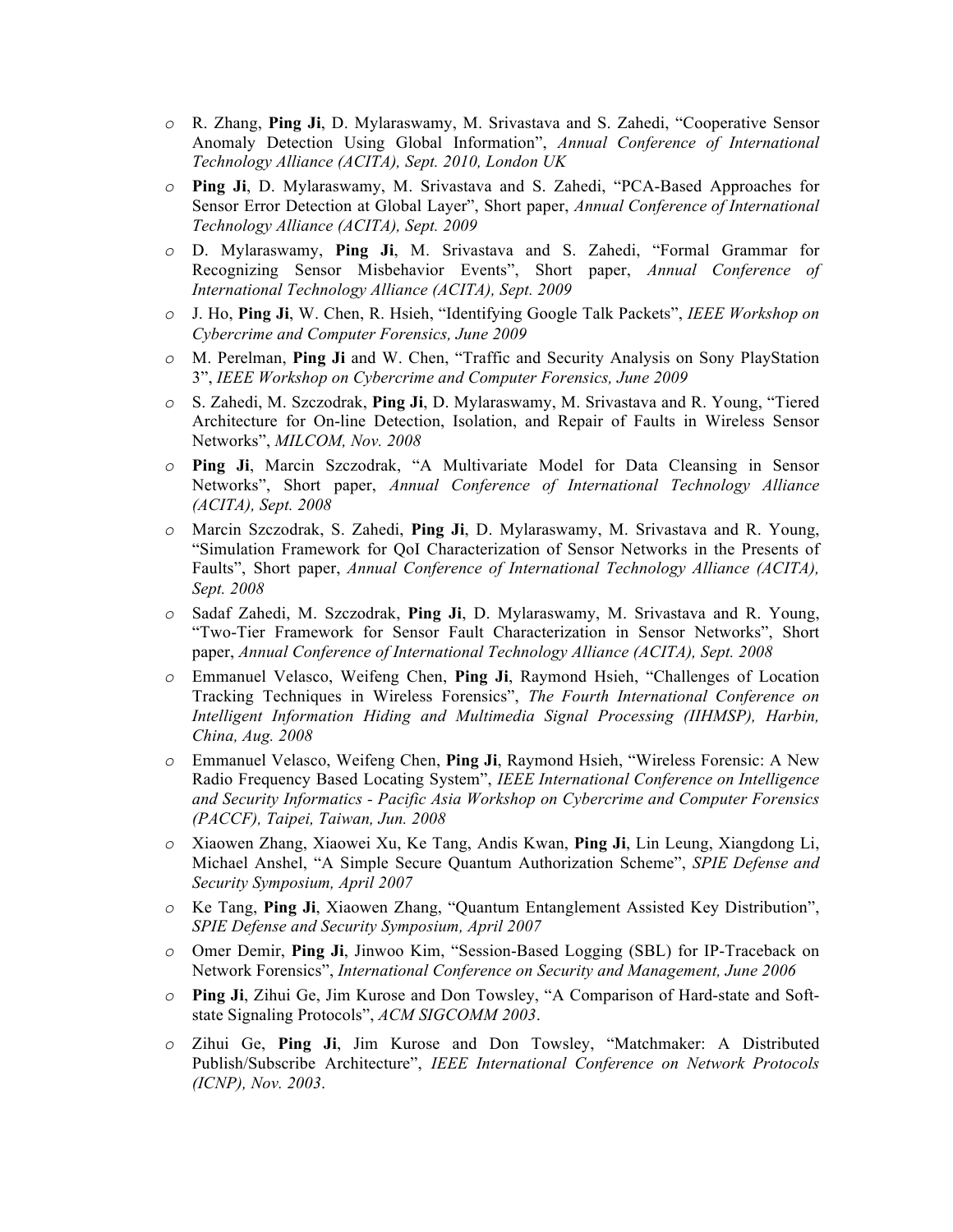- R. Zhang, **Ping Ji**, D. Mylaraswamy, M. Srivastava and S. Zahedi, "Cooperative Sensor Anomaly Detection Using Global Information", *Annual Conference of International Technology Alliance (ACITA), Sept. 2010, London UK*
- **Ping Ji**, D. Mylaraswamy, M. Srivastava and S. Zahedi, "PCA-Based Approaches for Sensor Error Detection at Global Layer", Short paper, *Annual Conference of International Technology Alliance (ACITA), Sept. 2009*
- D. Mylaraswamy, **Ping Ji**, M. Srivastava and S. Zahedi, "Formal Grammar for Recognizing Sensor Misbehavior Events", Short paper, *Annual Conference of International Technology Alliance (ACITA), Sept. 2009*
- J. Ho, **Ping Ji**, W. Chen, R. Hsieh, "Identifying Google Talk Packets", *IEEE Workshop on Cybercrime and Computer Forensics, June 2009*
- M. Perelman, **Ping Ji** and W. Chen, "Traffic and Security Analysis on Sony PlayStation 3", *IEEE Workshop on Cybercrime and Computer Forensics, June 2009*
- S. Zahedi, M. Szczodrak, **Ping Ji**, D. Mylaraswamy, M. Srivastava and R. Young, "Tiered Architecture for On-line Detection, Isolation, and Repair of Faults in Wireless Sensor Networks", *MILCOM, Nov. 2008*
- **Ping Ji**, Marcin Szczodrak, "A Multivariate Model for Data Cleansing in Sensor Networks", Short paper, *Annual Conference of International Technology Alliance (ACITA), Sept. 2008*
- Marcin Szczodrak, S. Zahedi, **Ping Ji**, D. Mylaraswamy, M. Srivastava and R. Young, "Simulation Framework for QoI Characterization of Sensor Networks in the Presents of Faults", Short paper, *Annual Conference of International Technology Alliance (ACITA), Sept. 2008*
- Sadaf Zahedi, M. Szczodrak, **Ping Ji**, D. Mylaraswamy, M. Srivastava and R. Young, "Two-Tier Framework for Sensor Fault Characterization in Sensor Networks", Short paper, *Annual Conference of International Technology Alliance (ACITA), Sept. 2008*
- Emmanuel Velasco, Weifeng Chen, **Ping Ji**, Raymond Hsieh, "Challenges of Location Tracking Techniques in Wireless Forensics", *The Fourth International Conference on Intelligent Information Hiding and Multimedia Signal Processing (IIHMSP), Harbin, China, Aug. 2008*
- Emmanuel Velasco, Weifeng Chen, **Ping Ji**, Raymond Hsieh, "Wireless Forensic: A New Radio Frequency Based Locating System", *IEEE International Conference on Intelligence and Security Informatics - Pacific Asia Workshop on Cybercrime and Computer Forensics (PACCF), Taipei, Taiwan, Jun. 2008*
- Xiaowen Zhang, Xiaowei Xu, Ke Tang, Andis Kwan, **Ping Ji**, Lin Leung, Xiangdong Li, Michael Anshel, "A Simple Secure Quantum Authorization Scheme", *SPIE Defense and Security Symposium, April 2007*
- Ke Tang, **Ping Ji**, Xiaowen Zhang, "Quantum Entanglement Assisted Key Distribution", *SPIE Defense and Security Symposium, April 2007*
- Omer Demir, **Ping Ji**, Jinwoo Kim, "Session-Based Logging (SBL) for IP-Traceback on Network Forensics", *International Conference on Security and Management, June 2006*
- **Ping Ji**, Zihui Ge, Jim Kurose and Don Towsley, "A Comparison of Hard-state and Soft-state Signaling Protocols", *ACM SIGCOMM 2003*.
- Zihui Ge, **Ping Ji**, Jim Kurose and Don Towsley, "Matchmaker: A Distributed Publish/Subscribe Architecture", *IEEE International Conference on Network Protocols (ICNP), Nov. 2003*.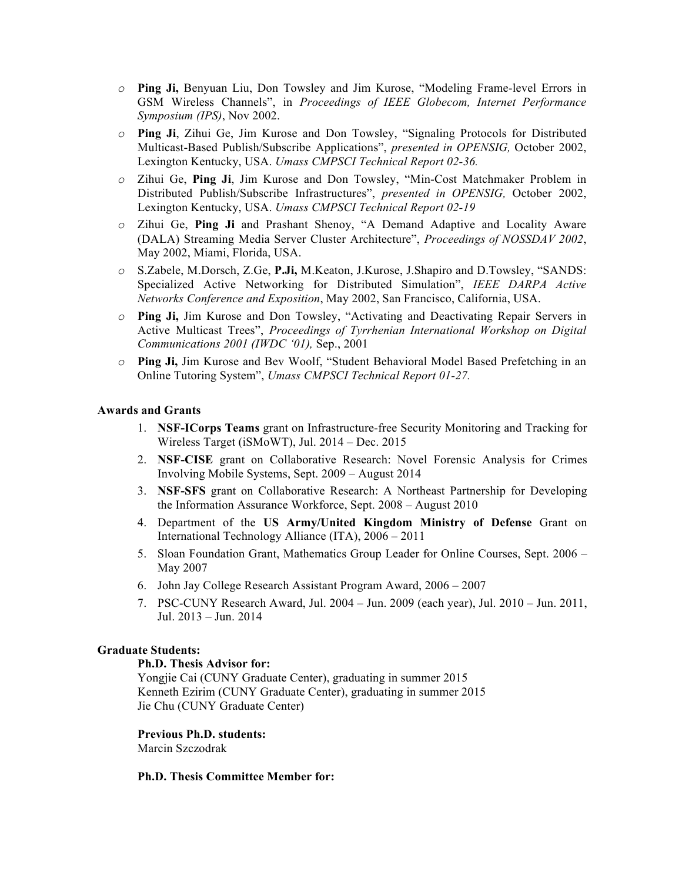- **Ping Ji,** Benyuan Liu, Don Towsley and Jim Kurose, "Modeling Frame-level Errors in GSM Wireless Channels", in *Proceedings of IEEE Globecom, Internet Performance Symposium (IPS)*, Nov 2002.
- **Ping Ji**, Zihui Ge, Jim Kurose and Don Towsley, "Signaling Protocols for Distributed Multicast-Based Publish/Subscribe Applications", *presented in OPENSIG,* October 2002, Lexington Kentucky, USA. *Umass CMPSCI Technical Report 02-36.*
- Zihui Ge, **Ping Ji**, Jim Kurose and Don Towsley, "Min-Cost Matchmaker Problem in Distributed Publish/Subscribe Infrastructures", *presented in OPENSIG,* October 2002, Lexington Kentucky, USA. *Umass CMPSCI Technical Report 02-19*
- Zihui Ge, **Ping Ji** and Prashant Shenoy, "A Demand Adaptive and Locality Aware (DALA) Streaming Media Server Cluster Architecture", *Proceedings of NOSSDAV 2002*, May 2002, Miami, Florida, USA.
- S.Zabele, M.Dorsch, Z.Ge, **P.Ji,** M.Keaton, J.Kurose, J.Shapiro and D.Towsley, "SANDS: Specialized Active Networking for Distributed Simulation", *IEEE DARPA Active Networks Conference and Exposition*, May 2002, San Francisco, California, USA.
- **Ping Ji,** Jim Kurose and Don Towsley, "Activating and Deactivating Repair Servers in Active Multicast Trees", *Proceedings of Tyrrhenian International Workshop on Digital Communications 2001 (IWDC '01),* Sep., 2001
- **Ping Ji,** Jim Kurose and Bev Woolf, "Student Behavioral Model Based Prefetching in an Online Tutoring System", *Umass CMPSCI Technical Report 01-27.*

**Awards and Grants**

1. **NSF-ICorps Teams** grant on Infrastructure-free Security Monitoring and Tracking for Wireless Target (iSMoWT), Jul. 2014 – Dec. 2015
2. **NSF-CISE** grant on Collaborative Research: Novel Forensic Analysis for Crimes Involving Mobile Systems, Sept. 2009 – August 2014
3. **NSF-SFS** grant on Collaborative Research: A Northeast Partnership for Developing the Information Assurance Workforce, Sept. 2008 – August 2010
4. Department of the **US Army/United Kingdom Ministry of Defense** Grant on International Technology Alliance (ITA), 2006 – 2011
5. Sloan Foundation Grant, Mathematics Group Leader for Online Courses, Sept. 2006 – May 2007
6. John Jay College Research Assistant Program Award, 2006 – 2007
7. PSC-CUNY Research Award, Jul. 2004 – Jun. 2009 (each year), Jul. 2010 – Jun. 2011, Jul. 2013 – Jun. 2014

**Graduate Students:**

**Ph.D. Thesis Advisor for:**
Yongjie Cai (CUNY Graduate Center), graduating in summer 2015
Kenneth Ezirim (CUNY Graduate Center), graduating in summer 2015
Jie Chu (CUNY Graduate Center)

**Previous Ph.D. students:**
Marcin Szczodrak

**Ph.D. Thesis Committee Member for:**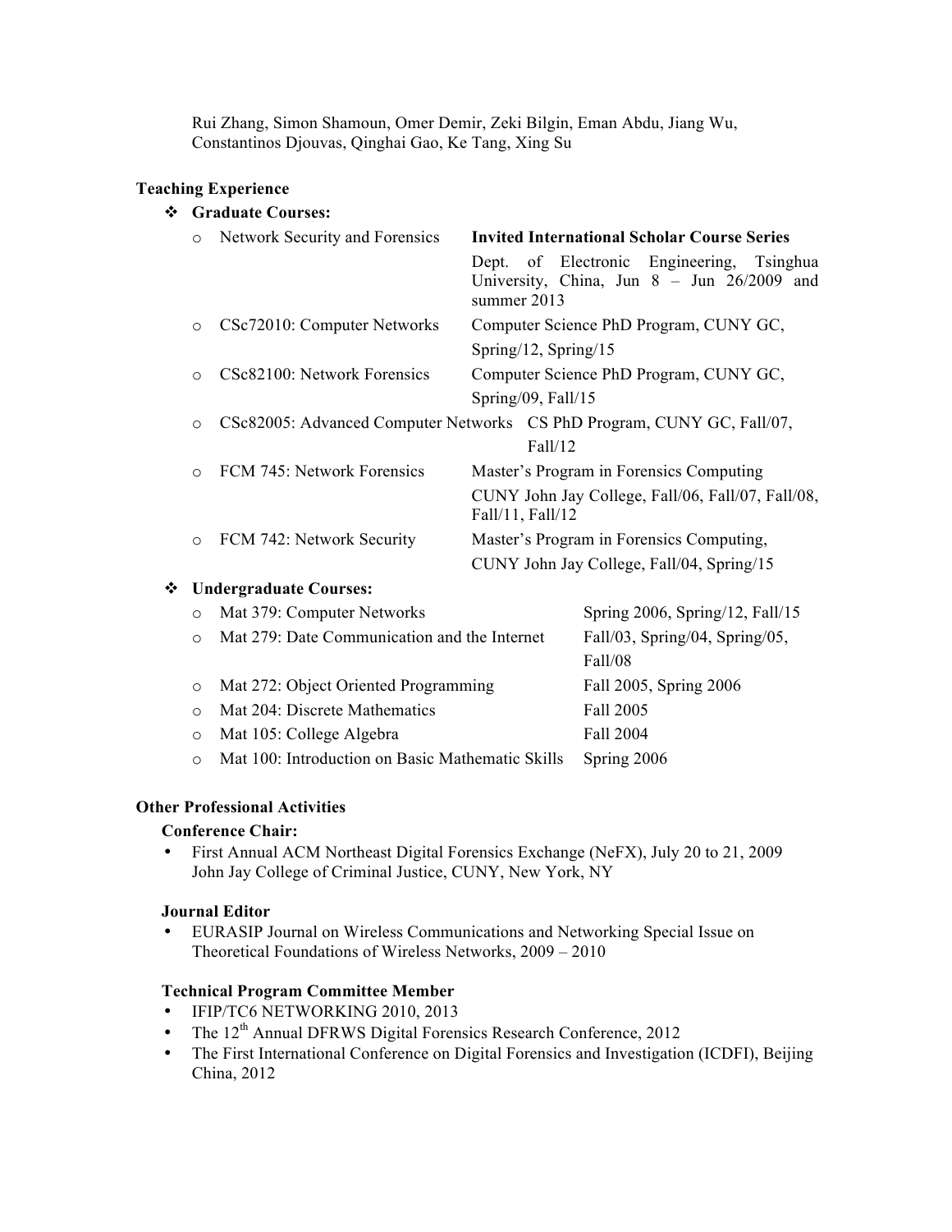Rui Zhang, Simon Shamoun, Omer Demir, Zeki Bilgin, Eman Abdu, Jiang Wu, Constantinos Djouvas, Qinghai Gao, Ke Tang, Xing Su

## Teaching Experience

- **Graduate Courses:**

| Course | Details |
|---|---|
| Network Security and Forensics | **Invited International Scholar Course Series** Dept. of Electronic Engineering, Tsinghua University, China, Jun 8 – Jun 26/2009 and summer 2013 |
| CSc72010: Computer Networks | Computer Science PhD Program, CUNY GC, Spring/12, Spring/15 |
| CSc82100: Network Forensics | Computer Science PhD Program, CUNY GC, Spring/09, Fall/15 |
| CSc82005: Advanced Computer Networks | CS PhD Program, CUNY GC, Fall/07, Fall/12 |
| FCM 745: Network Forensics | Master's Program in Forensics Computing CUNY John Jay College, Fall/06, Fall/07, Fall/08, Fall/11, Fall/12 |
| FCM 742: Network Security | Master's Program in Forensics Computing, CUNY John Jay College, Fall/04, Spring/15 |

- **Undergraduate Courses:**

| Course | Terms |
|---|---|
| Mat 379: Computer Networks | Spring 2006, Spring/12, Fall/15 |
| Mat 279: Date Communication and the Internet | Fall/03, Spring/04, Spring/05, Fall/08 |
| Mat 272: Object Oriented Programming | Fall 2005, Spring 2006 |
| Mat 204: Discrete Mathematics | Fall 2005 |
| Mat 105: College Algebra | Fall 2004 |
| Mat 100: Introduction on Basic Mathematic Skills | Spring 2006 |

## Other Professional Activities

### Conference Chair:

- First Annual ACM Northeast Digital Forensics Exchange (NeFX), July 20 to 21, 2009 John Jay College of Criminal Justice, CUNY, New York, NY

### Journal Editor

- EURASIP Journal on Wireless Communications and Networking Special Issue on Theoretical Foundations of Wireless Networks, 2009 – 2010

### Technical Program Committee Member

- IFIP/TC6 NETWORKING 2010, 2013
- The 12th Annual DFRWS Digital Forensics Research Conference, 2012
- The First International Conference on Digital Forensics and Investigation (ICDFI), Beijing China, 2012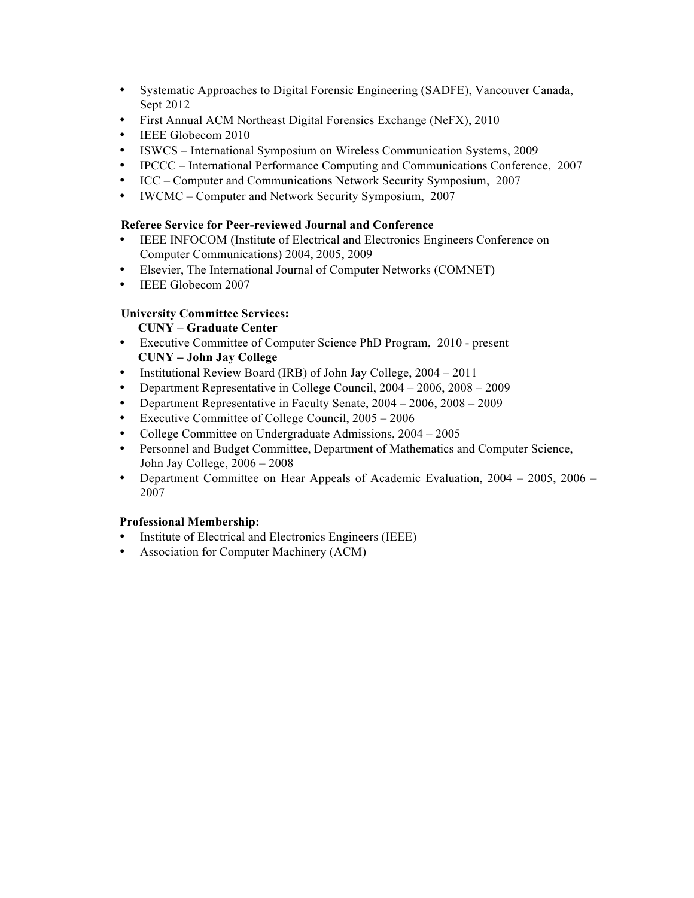- Systematic Approaches to Digital Forensic Engineering (SADFE), Vancouver Canada, Sept 2012
- First Annual ACM Northeast Digital Forensics Exchange (NeFX), 2010
- IEEE Globecom 2010
- ISWCS – International Symposium on Wireless Communication Systems, 2009
- IPCCC – International Performance Computing and Communications Conference, 2007
- ICC – Computer and Communications Network Security Symposium, 2007
- IWCMC – Computer and Network Security Symposium, 2007

**Referee Service for Peer-reviewed Journal and Conference**

- IEEE INFOCOM (Institute of Electrical and Electronics Engineers Conference on Computer Communications) 2004, 2005, 2009
- Elsevier, The International Journal of Computer Networks (COMNET)
- IEEE Globecom 2007

**University Committee Services:**

**CUNY – Graduate Center**

- Executive Committee of Computer Science PhD Program, 2010 - present

**CUNY – John Jay College**

- Institutional Review Board (IRB) of John Jay College, 2004 – 2011
- Department Representative in College Council, 2004 – 2006, 2008 – 2009
- Department Representative in Faculty Senate, 2004 – 2006, 2008 – 2009
- Executive Committee of College Council, 2005 – 2006
- College Committee on Undergraduate Admissions, 2004 – 2005
- Personnel and Budget Committee, Department of Mathematics and Computer Science, John Jay College, 2006 – 2008
- Department Committee on Hear Appeals of Academic Evaluation, 2004 – 2005, 2006 – 2007

**Professional Membership:**

- Institute of Electrical and Electronics Engineers (IEEE)
- Association for Computer Machinery (ACM)